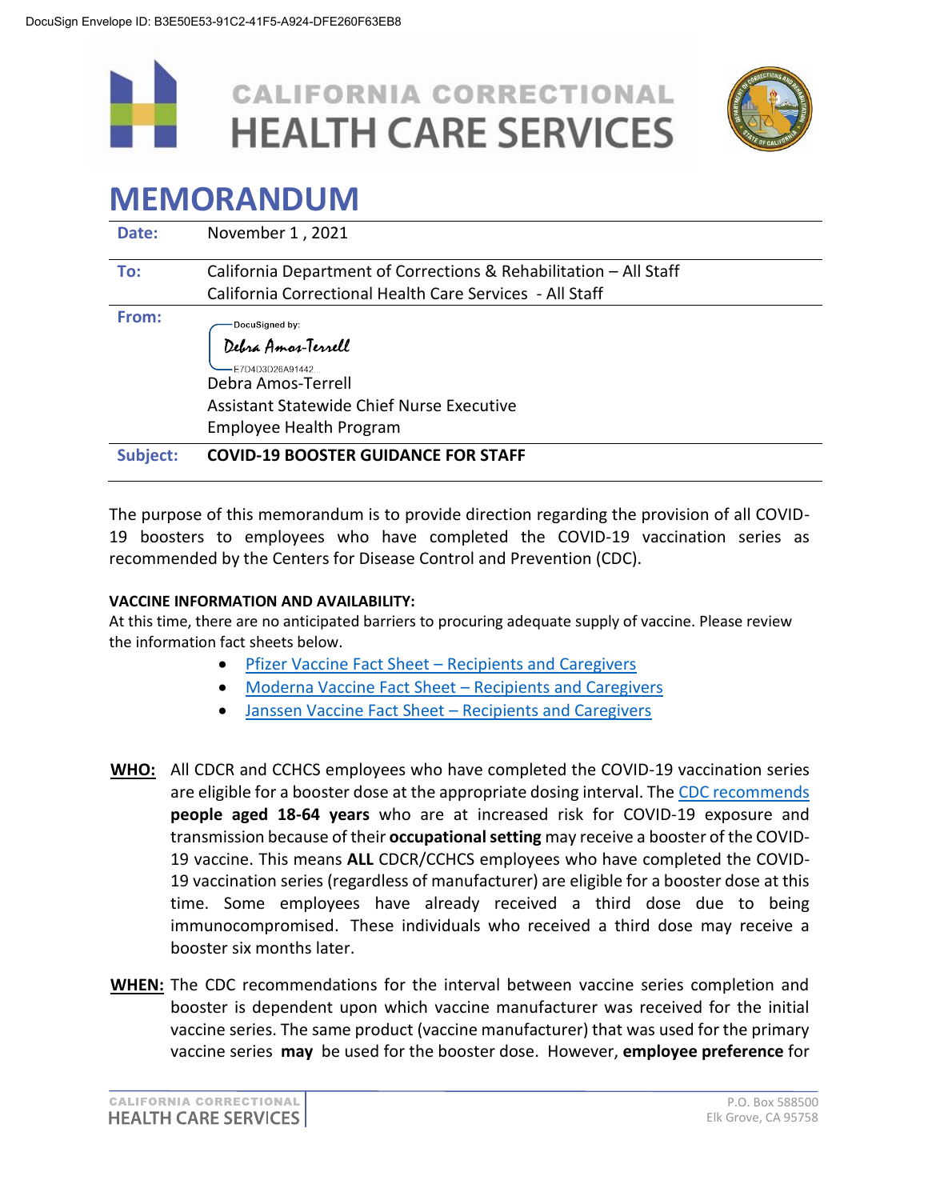DocuSign Envelope ID: B3E50E53-91C2-41F5-A924-DFE260F63EB8

# CALIFORNIA CORRECTIONAL HEALTH CARE SERVICES

# MEMORANDUM

| | |
|---|---|
| **Date:** | November 1 , 2021 |
| **To:** | California Department of Corrections & Rehabilitation – All Staff<br>California Correctional Health Care Services - All Staff |
| **From:** | DocuSigned by:<br>*Debra Amos-Terrell*<br>E7D4D3D26A91442...<br>Debra Amos-Terrell<br>Assistant Statewide Chief Nurse Executive<br>Employee Health Program |
| **Subject:** | **COVID-19 BOOSTER GUIDANCE FOR STAFF** |

The purpose of this memorandum is to provide direction regarding the provision of all COVID-19 boosters to employees who have completed the COVID-19 vaccination series as recommended by the Centers for Disease Control and Prevention (CDC).

**VACCINE INFORMATION AND AVAILABILITY:**

At this time, there are no anticipated barriers to procuring adequate supply of vaccine. Please review the information fact sheets below.

- Pfizer Vaccine Fact Sheet – Recipients and Caregivers
- Moderna Vaccine Fact Sheet – Recipients and Caregivers
- Janssen Vaccine Fact Sheet – Recipients and Caregivers

**WHO:** All CDCR and CCHCS employees who have completed the COVID-19 vaccination series are eligible for a booster dose at the appropriate dosing interval. The CDC recommends **people aged 18-64 years** who are at increased risk for COVID-19 exposure and transmission because of their **occupational setting** may receive a booster of the COVID-19 vaccine. This means **ALL** CDCR/CCHCS employees who have completed the COVID-19 vaccination series (regardless of manufacturer) are eligible for a booster dose at this time. Some employees have already received a third dose due to being immunocompromised. These individuals who received a third dose may receive a booster six months later.

**WHEN:** The CDC recommendations for the interval between vaccine series completion and booster is dependent upon which vaccine manufacturer was received for the initial vaccine series. The same product (vaccine manufacturer) that was used for the primary vaccine series **may** be used for the booster dose. However, **employee preference** for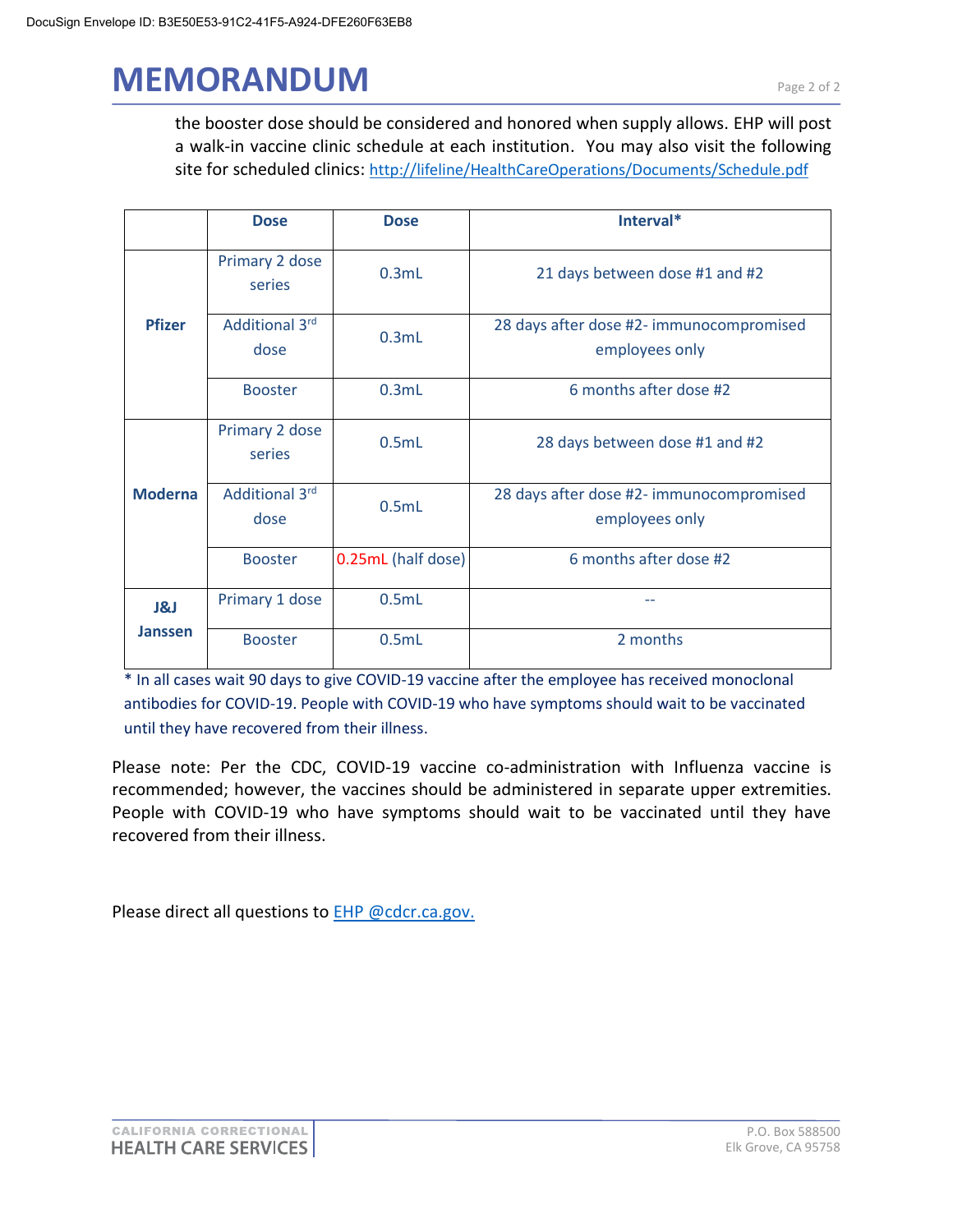the booster dose should be considered and honored when supply allows. EHP will post a walk-in vaccine clinic schedule at each institution. You may also visit the following site for scheduled clinics: [http://lifeline/HealthCareOperations/Documents/Schedule.pdf](http://lifeline/HealthCareOperations/Documents/Schedule.pdf)

| | Dose | Dose | Interval* |
|---|---|---|---|
| **Pfizer** | Primary 2 dose series | 0.3mL | 21 days between dose #1 and #2 |
| | Additional 3rd dose | 0.3mL | 28 days after dose #2- immunocompromised employees only |
| | Booster | 0.3mL | 6 months after dose #2 |
| **Moderna** | Primary 2 dose series | 0.5mL | 28 days between dose #1 and #2 |
| | Additional 3rd dose | 0.5mL | 28 days after dose #2- immunocompromised employees only |
| | Booster | 0.25mL (half dose) | 6 months after dose #2 |
| **J&J Janssen** | Primary 1 dose | 0.5mL | -- |
| | Booster | 0.5mL | 2 months |

\* In all cases wait 90 days to give COVID-19 vaccine after the employee has received monoclonal antibodies for COVID-19. People with COVID-19 who have symptoms should wait to be vaccinated until they have recovered from their illness.

Please note: Per the CDC, COVID-19 vaccine co-administration with Influenza vaccine is recommended; however, the vaccines should be administered in separate upper extremities. People with COVID-19 who have symptoms should wait to be vaccinated until they have recovered from their illness.

Please direct all questions to EHP @cdcr.ca.gov.